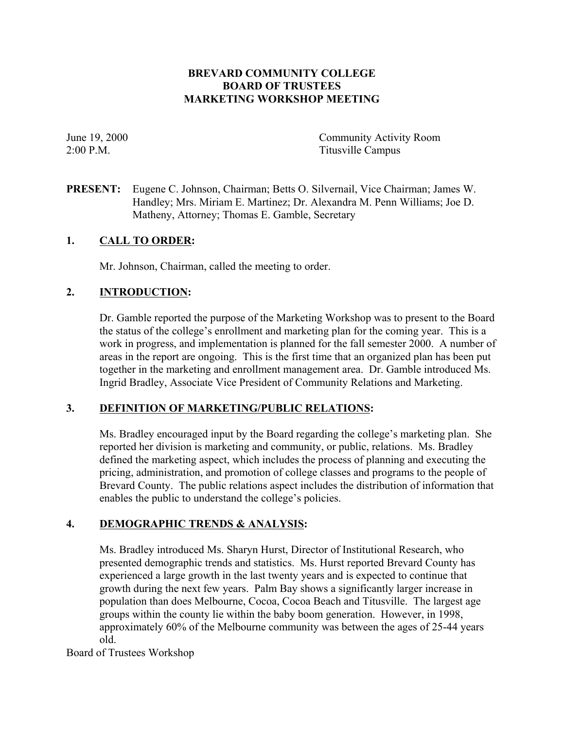# BREVARD COMMUNITY COLLEGE
# BOARD OF TRUSTEES
# MARKETING WORKSHOP MEETING

June 19, 2000
2:00 P.M.

Community Activity Room
Titusville Campus

**PRESENT:** Eugene C. Johnson, Chairman; Betts O. Silvernail, Vice Chairman; James W. Handley; Mrs. Miriam E. Martinez; Dr. Alexandra M. Penn Williams; Joe D. Matheny, Attorney; Thomas E. Gamble, Secretary

## 1. CALL TO ORDER:

Mr. Johnson, Chairman, called the meeting to order.

## 2. INTRODUCTION:

Dr. Gamble reported the purpose of the Marketing Workshop was to present to the Board the status of the college's enrollment and marketing plan for the coming year. This is a work in progress, and implementation is planned for the fall semester 2000. A number of areas in the report are ongoing. This is the first time that an organized plan has been put together in the marketing and enrollment management area. Dr. Gamble introduced Ms. Ingrid Bradley, Associate Vice President of Community Relations and Marketing.

## 3. DEFINITION OF MARKETING/PUBLIC RELATIONS:

Ms. Bradley encouraged input by the Board regarding the college's marketing plan. She reported her division is marketing and community, or public, relations. Ms. Bradley defined the marketing aspect, which includes the process of planning and executing the pricing, administration, and promotion of college classes and programs to the people of Brevard County. The public relations aspect includes the distribution of information that enables the public to understand the college's policies.

## 4. DEMOGRAPHIC TRENDS & ANALYSIS:

Ms. Bradley introduced Ms. Sharyn Hurst, Director of Institutional Research, who presented demographic trends and statistics. Ms. Hurst reported Brevard County has experienced a large growth in the last twenty years and is expected to continue that growth during the next few years. Palm Bay shows a significantly larger increase in population than does Melbourne, Cocoa, Cocoa Beach and Titusville. The largest age groups within the county lie within the baby boom generation. However, in 1998, approximately 60% of the Melbourne community was between the ages of 25-44 years old.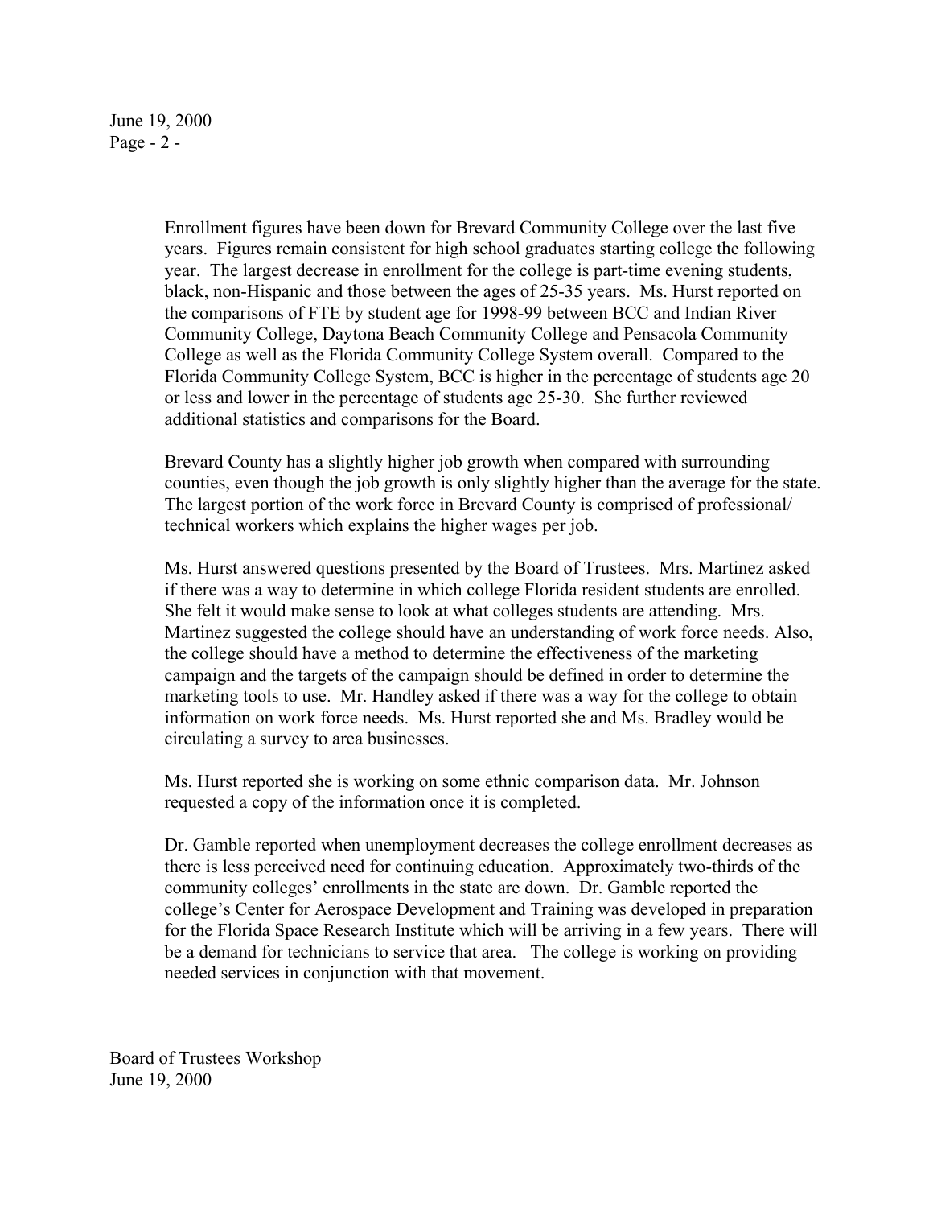Enrollment figures have been down for Brevard Community College over the last five years. Figures remain consistent for high school graduates starting college the following year. The largest decrease in enrollment for the college is part-time evening students, black, non-Hispanic and those between the ages of 25-35 years. Ms. Hurst reported on the comparisons of FTE by student age for 1998-99 between BCC and Indian River Community College, Daytona Beach Community College and Pensacola Community College as well as the Florida Community College System overall. Compared to the Florida Community College System, BCC is higher in the percentage of students age 20 or less and lower in the percentage of students age 25-30. She further reviewed additional statistics and comparisons for the Board.

Brevard County has a slightly higher job growth when compared with surrounding counties, even though the job growth is only slightly higher than the average for the state. The largest portion of the work force in Brevard County is comprised of professional/ technical workers which explains the higher wages per job.

Ms. Hurst answered questions presented by the Board of Trustees. Mrs. Martinez asked if there was a way to determine in which college Florida resident students are enrolled. She felt it would make sense to look at what colleges students are attending. Mrs. Martinez suggested the college should have an understanding of work force needs. Also, the college should have a method to determine the effectiveness of the marketing campaign and the targets of the campaign should be defined in order to determine the marketing tools to use. Mr. Handley asked if there was a way for the college to obtain information on work force needs. Ms. Hurst reported she and Ms. Bradley would be circulating a survey to area businesses.

Ms. Hurst reported she is working on some ethnic comparison data. Mr. Johnson requested a copy of the information once it is completed.

Dr. Gamble reported when unemployment decreases the college enrollment decreases as there is less perceived need for continuing education. Approximately two-thirds of the community colleges' enrollments in the state are down. Dr. Gamble reported the college's Center for Aerospace Development and Training was developed in preparation for the Florida Space Research Institute which will be arriving in a few years. There will be a demand for technicians to service that area. The college is working on providing needed services in conjunction with that movement.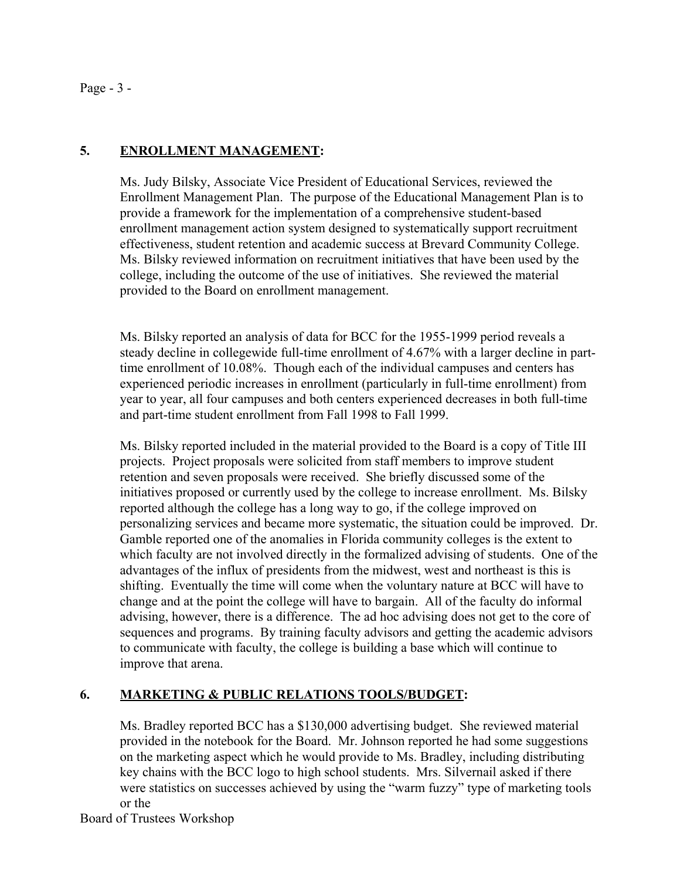## 5. **ENROLLMENT MANAGEMENT:**

Ms. Judy Bilsky, Associate Vice President of Educational Services, reviewed the Enrollment Management Plan. The purpose of the Educational Management Plan is to provide a framework for the implementation of a comprehensive student-based enrollment management action system designed to systematically support recruitment effectiveness, student retention and academic success at Brevard Community College. Ms. Bilsky reviewed information on recruitment initiatives that have been used by the college, including the outcome of the use of initiatives. She reviewed the material provided to the Board on enrollment management.

Ms. Bilsky reported an analysis of data for BCC for the 1955-1999 period reveals a steady decline in collegewide full-time enrollment of 4.67% with a larger decline in part-time enrollment of 10.08%. Though each of the individual campuses and centers has experienced periodic increases in enrollment (particularly in full-time enrollment) from year to year, all four campuses and both centers experienced decreases in both full-time and part-time student enrollment from Fall 1998 to Fall 1999.

Ms. Bilsky reported included in the material provided to the Board is a copy of Title III projects. Project proposals were solicited from staff members to improve student retention and seven proposals were received. She briefly discussed some of the initiatives proposed or currently used by the college to increase enrollment. Ms. Bilsky reported although the college has a long way to go, if the college improved on personalizing services and became more systematic, the situation could be improved. Dr. Gamble reported one of the anomalies in Florida community colleges is the extent to which faculty are not involved directly in the formalized advising of students. One of the advantages of the influx of presidents from the midwest, west and northeast is this is shifting. Eventually the time will come when the voluntary nature at BCC will have to change and at the point the college will have to bargain. All of the faculty do informal advising, however, there is a difference. The ad hoc advising does not get to the core of sequences and programs. By training faculty advisors and getting the academic advisors to communicate with faculty, the college is building a base which will continue to improve that arena.

## 6. **MARKETING & PUBLIC RELATIONS TOOLS/BUDGET:**

Ms. Bradley reported BCC has a $130,000 advertising budget. She reviewed material provided in the notebook for the Board. Mr. Johnson reported he had some suggestions on the marketing aspect which he would provide to Ms. Bradley, including distributing key chains with the BCC logo to high school students. Mrs. Silvernail asked if there were statistics on successes achieved by using the "warm fuzzy" type of marketing tools or the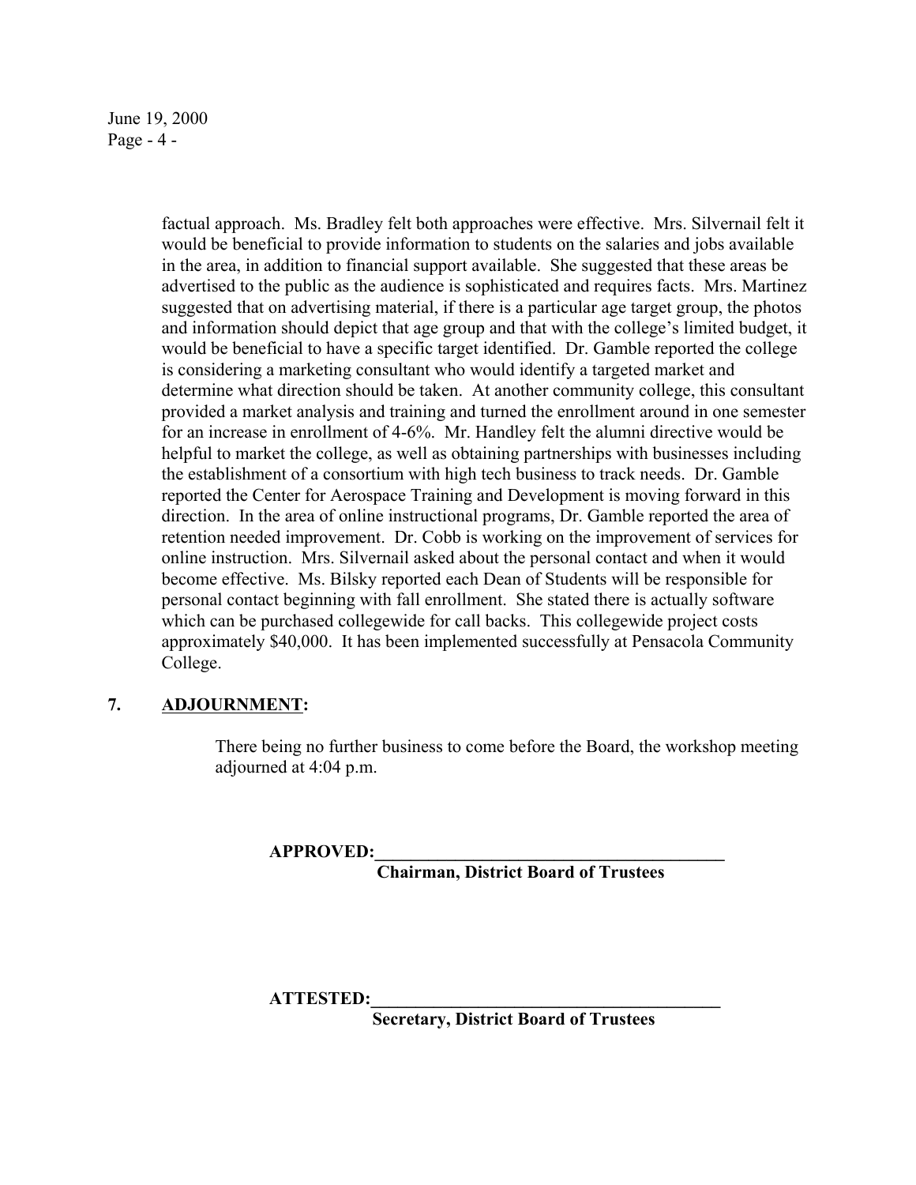factual approach. Ms. Bradley felt both approaches were effective. Mrs. Silvernail felt it would be beneficial to provide information to students on the salaries and jobs available in the area, in addition to financial support available. She suggested that these areas be advertised to the public as the audience is sophisticated and requires facts. Mrs. Martinez suggested that on advertising material, if there is a particular age target group, the photos and information should depict that age group and that with the college's limited budget, it would be beneficial to have a specific target identified. Dr. Gamble reported the college is considering a marketing consultant who would identify a targeted market and determine what direction should be taken. At another community college, this consultant provided a market analysis and training and turned the enrollment around in one semester for an increase in enrollment of 4-6%. Mr. Handley felt the alumni directive would be helpful to market the college, as well as obtaining partnerships with businesses including the establishment of a consortium with high tech business to track needs. Dr. Gamble reported the Center for Aerospace Training and Development is moving forward in this direction. In the area of online instructional programs, Dr. Gamble reported the area of retention needed improvement. Dr. Cobb is working on the improvement of services for online instruction. Mrs. Silvernail asked about the personal contact and when it would become effective. Ms. Bilsky reported each Dean of Students will be responsible for personal contact beginning with fall enrollment. She stated there is actually software which can be purchased collegewide for call backs. This collegewide project costs approximately $40,000. It has been implemented successfully at Pensacola Community College.

**7. ADJOURNMENT:**

There being no further business to come before the Board, the workshop meeting adjourned at 4:04 p.m.

**APPROVED:\_\_\_\_\_\_\_\_\_\_\_\_\_\_\_\_\_\_\_\_\_\_\_\_\_\_\_\_\_\_\_\_\_\_\_\_\_\_\_\_**
**Chairman, District Board of Trustees**

**ATTESTED:\_\_\_\_\_\_\_\_\_\_\_\_\_\_\_\_\_\_\_\_\_\_\_\_\_\_\_\_\_\_\_\_\_\_\_\_\_\_\_\_**
**Secretary, District Board of Trustees**